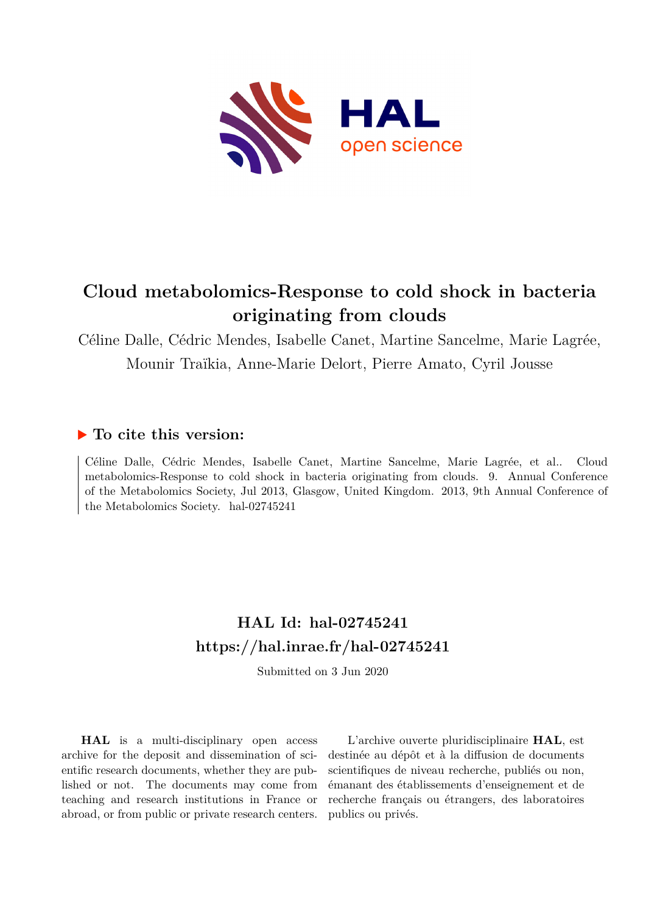# Cloud metabolomics-Response to cold shock in bacteria originating from clouds

Céline Dalle, Cédric Mendes, Isabelle Canet, Martine Sancelme, Marie Lagrée, Mounir Traïkia, Anne-Marie Delort, Pierre Amato, Cyril Jousse

## ▶ To cite this version:

Céline Dalle, Cédric Mendes, Isabelle Canet, Martine Sancelme, Marie Lagrée, et al.. Cloud metabolomics-Response to cold shock in bacteria originating from clouds. 9. Annual Conference of the Metabolomics Society, Jul 2013, Glasgow, United Kingdom. 2013, 9th Annual Conference of the Metabolomics Society. hal-02745241

## HAL Id: hal-02745241

## https://hal.inrae.fr/hal-02745241

Submitted on 3 Jun 2020

**HAL** is a multi-disciplinary open access archive for the deposit and dissemination of scientific research documents, whether they are published or not. The documents may come from teaching and research institutions in France or abroad, or from public or private research centers.

L'archive ouverte pluridisciplinaire **HAL**, est destinée au dépôt et à la diffusion de documents scientifiques de niveau recherche, publiés ou non, émanant des établissements d'enseignement et de recherche français ou étrangers, des laboratoires publics ou privés.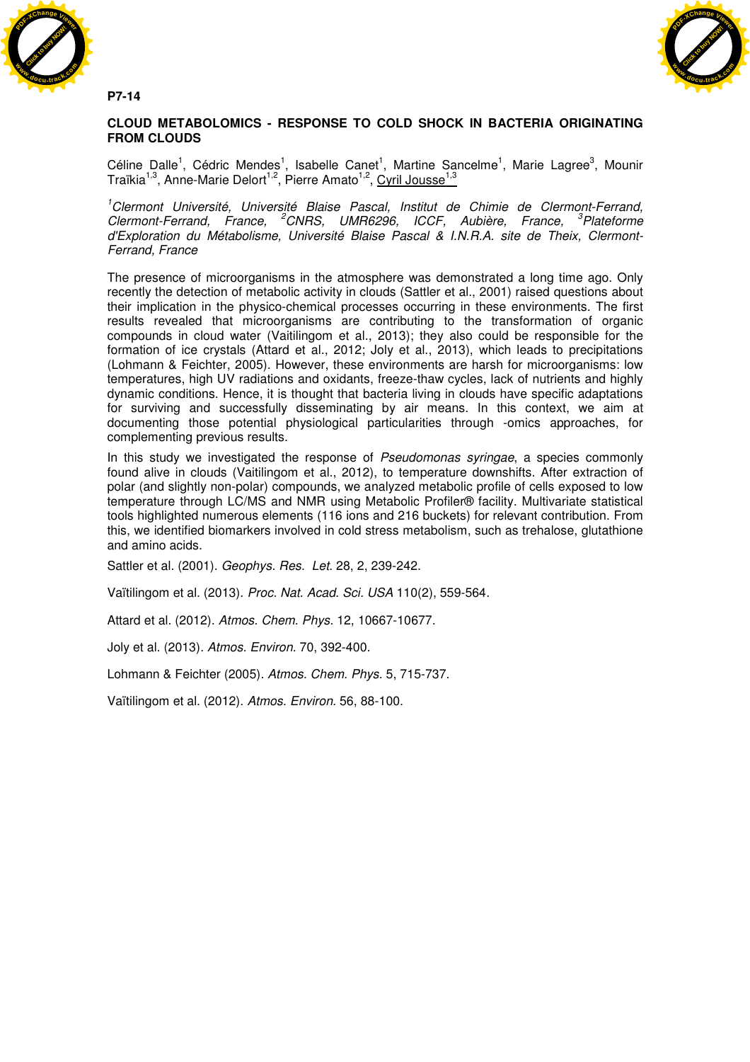P7-14

## CLOUD METABOLOMICS - RESPONSE TO COLD SHOCK IN BACTERIA ORIGINATING FROM CLOUDS

Céline Dalle[1], Cédric Mendes[1], Isabelle Canet[1], Martine Sancelme[1], Marie Lagree[3], Mounir Traïkia[1,3], Anne-Marie Delort[1,2], Pierre Amato[1,2], Cyril Jousse[1,3]

*[1]Clermont Université, Université Blaise Pascal, Institut de Chimie de Clermont-Ferrand, Clermont-Ferrand, France, [2]CNRS, UMR6296, ICCF, Aubière, France, [3]Plateforme d'Exploration du Métabolisme, Université Blaise Pascal & I.N.R.A. site de Theix, Clermont-Ferrand, France*

The presence of microorganisms in the atmosphere was demonstrated a long time ago. Only recently the detection of metabolic activity in clouds (Sattler et al., 2001) raised questions about their implication in the physico-chemical processes occurring in these environments. The first results revealed that microorganisms are contributing to the transformation of organic compounds in cloud water (Vaitilingom et al., 2013); they also could be responsible for the formation of ice crystals (Attard et al., 2012; Joly et al., 2013), which leads to precipitations (Lohmann & Feichter, 2005). However, these environments are harsh for microorganisms: low temperatures, high UV radiations and oxidants, freeze-thaw cycles, lack of nutrients and highly dynamic conditions. Hence, it is thought that bacteria living in clouds have specific adaptations for surviving and successfully disseminating by air means. In this context, we aim at documenting those potential physiological particularities through -omics approaches, for complementing previous results.

In this study we investigated the response of *Pseudomonas syringae*, a species commonly found alive in clouds (Vaitilingom et al., 2012), to temperature downshifts. After extraction of polar (and slightly non-polar) compounds, we analyzed metabolic profile of cells exposed to low temperature through LC/MS and NMR using Metabolic Profiler® facility. Multivariate statistical tools highlighted numerous elements (116 ions and 216 buckets) for relevant contribution. From this, we identified biomarkers involved in cold stress metabolism, such as trehalose, glutathione and amino acids.

Sattler et al. (2001). *Geophys. Res. Let.* 28, 2, 239-242.

Vaïtilingom et al. (2013). *Proc. Nat. Acad. Sci. USA* 110(2), 559-564.

Attard et al. (2012). *Atmos. Chem. Phys.* 12, 10667-10677.

Joly et al. (2013). *Atmos. Environ.* 70, 392-400.

Lohmann & Feichter (2005). *Atmos. Chem. Phys.* 5, 715-737.

Vaïtilingom et al. (2012). *Atmos. Environ.* 56, 88-100.